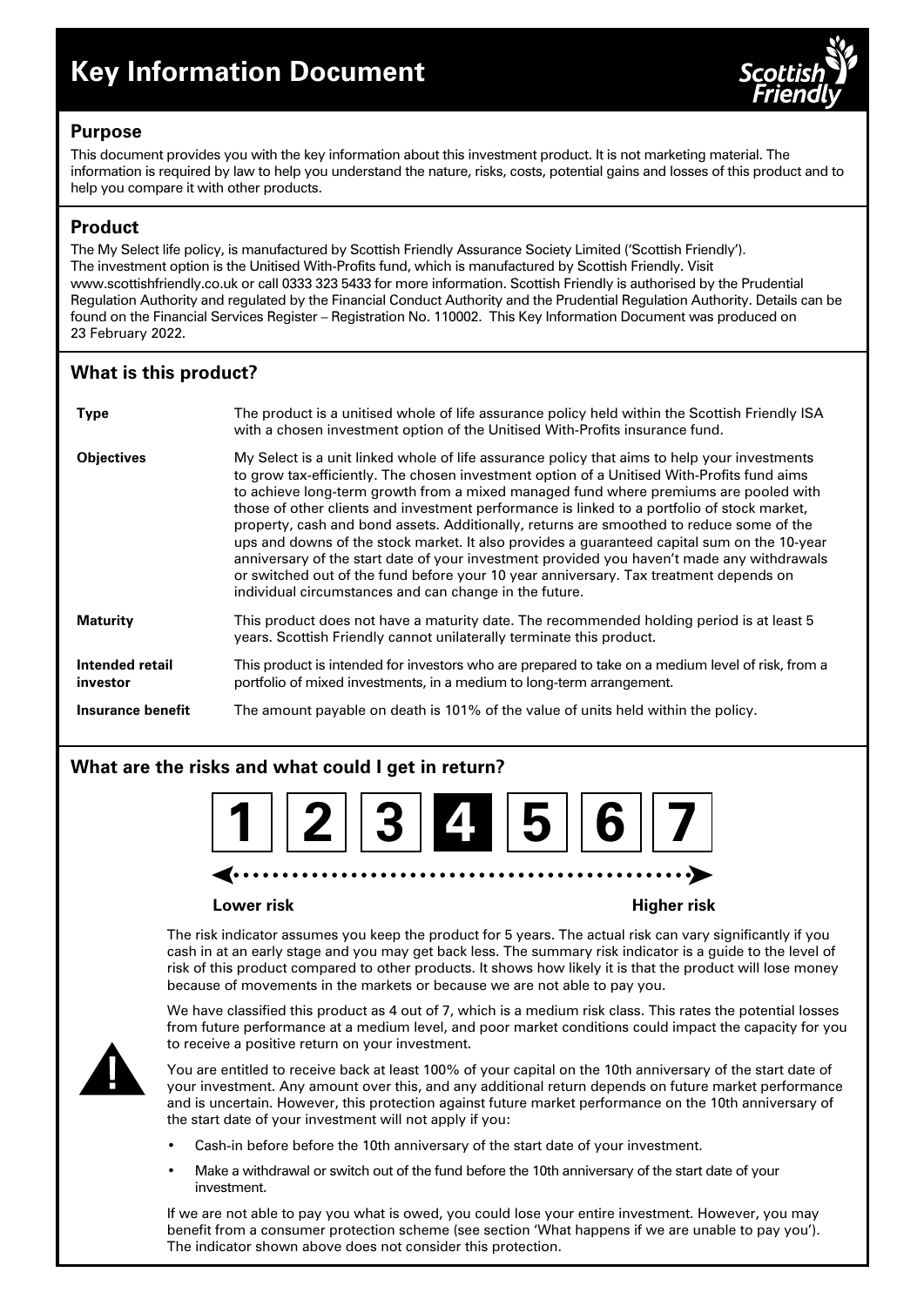# Key Information Document

## Purpose

This document provides you with the key information about this investment product. It is not marketing material. The information is required by law to help you understand the nature, risks, costs, potential gains and losses of this product and to help you compare it with other products.

## Product

The My Select life policy, is manufactured by Scottish Friendly Assurance Society Limited ('Scottish Friendly'). The investment option is the Unitised With-Profits fund, which is manufactured by Scottish Friendly. Visit www.scottishfriendly.co.uk or call 0333 323 5433 for more information. Scottish Friendly is authorised by the Prudential Regulation Authority and regulated by the Financial Conduct Authority and the Prudential Regulation Authority. Details can be found on the Financial Services Register – Registration No. 110002. This Key Information Document was produced on 23 February 2022.

## What is this product?

| | |
|---|---|
| **Type** | The product is a unitised whole of life assurance policy held within the Scottish Friendly ISA with a chosen investment option of the Unitised With-Profits insurance fund. |
| **Objectives** | My Select is a unit linked whole of life assurance policy that aims to help your investments to grow tax-efficiently. The chosen investment option of a Unitised With-Profits fund aims to achieve long-term growth from a mixed managed fund where premiums are pooled with those of other clients and investment performance is linked to a portfolio of stock market, property, cash and bond assets. Additionally, returns are smoothed to reduce some of the ups and downs of the stock market. It also provides a guaranteed capital sum on the 10-year anniversary of the start date of your investment provided you haven't made any withdrawals or switched out of the fund before your 10 year anniversary. Tax treatment depends on individual circumstances and can change in the future. |
| **Maturity** | This product does not have a maturity date. The recommended holding period is at least 5 years. Scottish Friendly cannot unilaterally terminate this product. |
| **Intended retail investor** | This product is intended for investors who are prepared to take on a medium level of risk, from a portfolio of mixed investments, in a medium to long-term arrangement. |
| **Insurance benefit** | The amount payable on death is 101% of the value of units held within the policy. |

## What are the risks and what could I get in return?

1 | 2 | 3 | **4** | 5 | 6 | 7

Lower risk ←→ Higher risk

The risk indicator assumes you keep the product for 5 years. The actual risk can vary significantly if you cash in at an early stage and you may get back less. The summary risk indicator is a guide to the level of risk of this product compared to other products. It shows how likely it is that the product will lose money because of movements in the markets or because we are not able to pay you.

We have classified this product as 4 out of 7, which is a medium risk class. This rates the potential losses from future performance at a medium level, and poor market conditions could impact the capacity for you to receive a positive return on your investment.

You are entitled to receive back at least 100% of your capital on the 10th anniversary of the start date of your investment. Any amount over this, and any additional return depends on future market performance and is uncertain. However, this protection against future market performance on the 10th anniversary of the start date of your investment will not apply if you:

- Cash-in before before the 10th anniversary of the start date of your investment.
- Make a withdrawal or switch out of the fund before the 10th anniversary of the start date of your investment.

If we are not able to pay you what is owed, you could lose your entire investment. However, you may benefit from a consumer protection scheme (see section 'What happens if we are unable to pay you'). The indicator shown above does not consider this protection.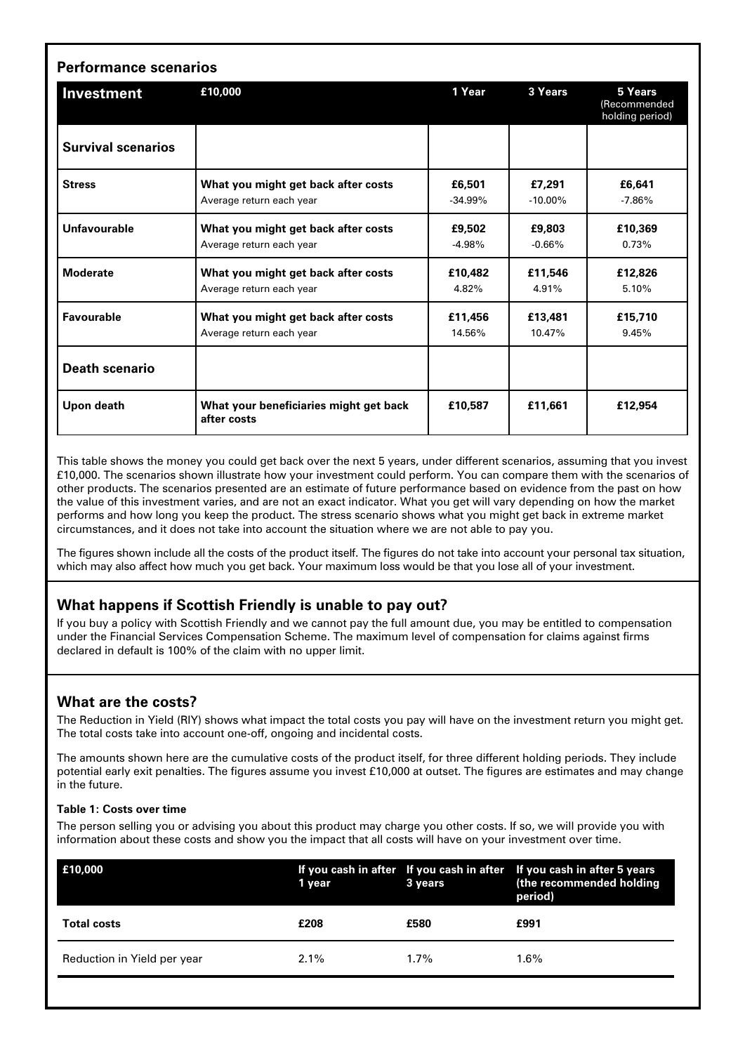## Performance scenarios

| Investment | £10,000 | 1 Year | 3 Years | 5 Years (Recommended holding period) |
|---|---|---|---|---|
| **Survival scenarios** | | | | |
| **Stress** | **What you might get back after costs** | **£6,501** | **£7,291** | **£6,641** |
| | Average return each year | -34.99% | -10.00% | -7.86% |
| **Unfavourable** | **What you might get back after costs** | **£9,502** | **£9,803** | **£10,369** |
| | Average return each year | -4.98% | -0.66% | 0.73% |
| **Moderate** | **What you might get back after costs** | **£10,482** | **£11,546** | **£12,826** |
| | Average return each year | 4.82% | 4.91% | 5.10% |
| **Favourable** | **What you might get back after costs** | **£11,456** | **£13,481** | **£15,710** |
| | Average return each year | 14.56% | 10.47% | 9.45% |
| **Death scenario** | | | | |
| **Upon death** | **What your beneficiaries might get back after costs** | **£10,587** | **£11,661** | **£12,954** |

This table shows the money you could get back over the next 5 years, under different scenarios, assuming that you invest £10,000. The scenarios shown illustrate how your investment could perform. You can compare them with the scenarios of other products. The scenarios presented are an estimate of future performance based on evidence from the past on how the value of this investment varies, and are not an exact indicator. What you get will vary depending on how the market performs and how long you keep the product. The stress scenario shows what you might get back in extreme market circumstances, and it does not take into account the situation where we are not able to pay you.

The figures shown include all the costs of the product itself. The figures do not take into account your personal tax situation, which may also affect how much you get back. Your maximum loss would be that you lose all of your investment.

## What happens if Scottish Friendly is unable to pay out?

If you buy a policy with Scottish Friendly and we cannot pay the full amount due, you may be entitled to compensation under the Financial Services Compensation Scheme. The maximum level of compensation for claims against firms declared in default is 100% of the claim with no upper limit.

## What are the costs?

The Reduction in Yield (RIY) shows what impact the total costs you pay will have on the investment return you might get. The total costs take into account one-off, ongoing and incidental costs.

The amounts shown here are the cumulative costs of the product itself, for three different holding periods. They include potential early exit penalties. The figures assume you invest £10,000 at outset. The figures are estimates and may change in the future.

**Table 1: Costs over time**

The person selling you or advising you about this product may charge you other costs. If so, we will provide you with information about these costs and show you the impact that all costs will have on your investment over time.

| £10,000 | If you cash in after 1 year | If you cash in after 3 years | If you cash in after 5 years (the recommended holding period) |
|---|---|---|---|
| **Total costs** | **£208** | **£580** | **£991** |
| Reduction in Yield per year | 2.1% | 1.7% | 1.6% |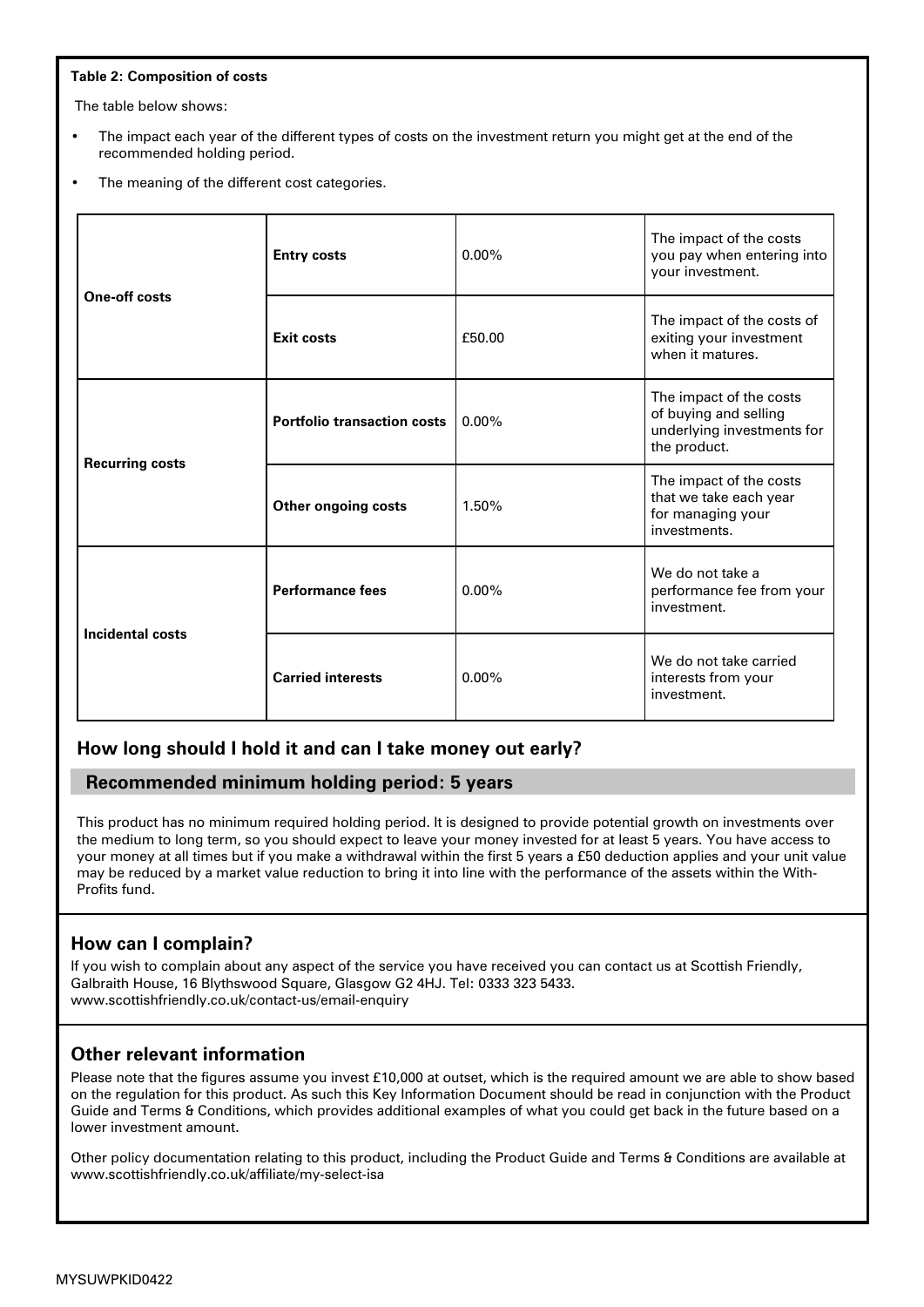**Table 2: Composition of costs**

The table below shows:

- The impact each year of the different types of costs on the investment return you might get at the end of the recommended holding period.
- The meaning of the different cost categories.

| | | | |
|---|---|---|---|
| **One-off costs** | **Entry costs** | 0.00% | The impact of the costs you pay when entering into your investment. |
| | **Exit costs** | £50.00 | The impact of the costs of exiting your investment when it matures. |
| **Recurring costs** | **Portfolio transaction costs** | 0.00% | The impact of the costs of buying and selling underlying investments for the product. |
| | **Other ongoing costs** | 1.50% | The impact of the costs that we take each year for managing your investments. |
| **Incidental costs** | **Performance fees** | 0.00% | We do not take a performance fee from your investment. |
| | **Carried interests** | 0.00% | We do not take carried interests from your investment. |

## How long should I hold it and can I take money out early?

### Recommended minimum holding period: 5 years

This product has no minimum required holding period. It is designed to provide potential growth on investments over the medium to long term, so you should expect to leave your money invested for at least 5 years. You have access to your money at all times but if you make a withdrawal within the first 5 years a £50 deduction applies and your unit value may be reduced by a market value reduction to bring it into line with the performance of the assets within the With-Profits fund.

## How can I complain?

If you wish to complain about any aspect of the service you have received you can contact us at Scottish Friendly, Galbraith House, 16 Blythswood Square, Glasgow G2 4HJ. Tel: 0333 323 5433.
www.scottishfriendly.co.uk/contact-us/email-enquiry

## Other relevant information

Please note that the figures assume you invest £10,000 at outset, which is the required amount we are able to show based on the regulation for this product. As such this Key Information Document should be read in conjunction with the Product Guide and Terms & Conditions, which provides additional examples of what you could get back in the future based on a lower investment amount.

Other policy documentation relating to this product, including the Product Guide and Terms & Conditions are available at www.scottishfriendly.co.uk/affiliate/my-select-isa

MYSUWPKID0422